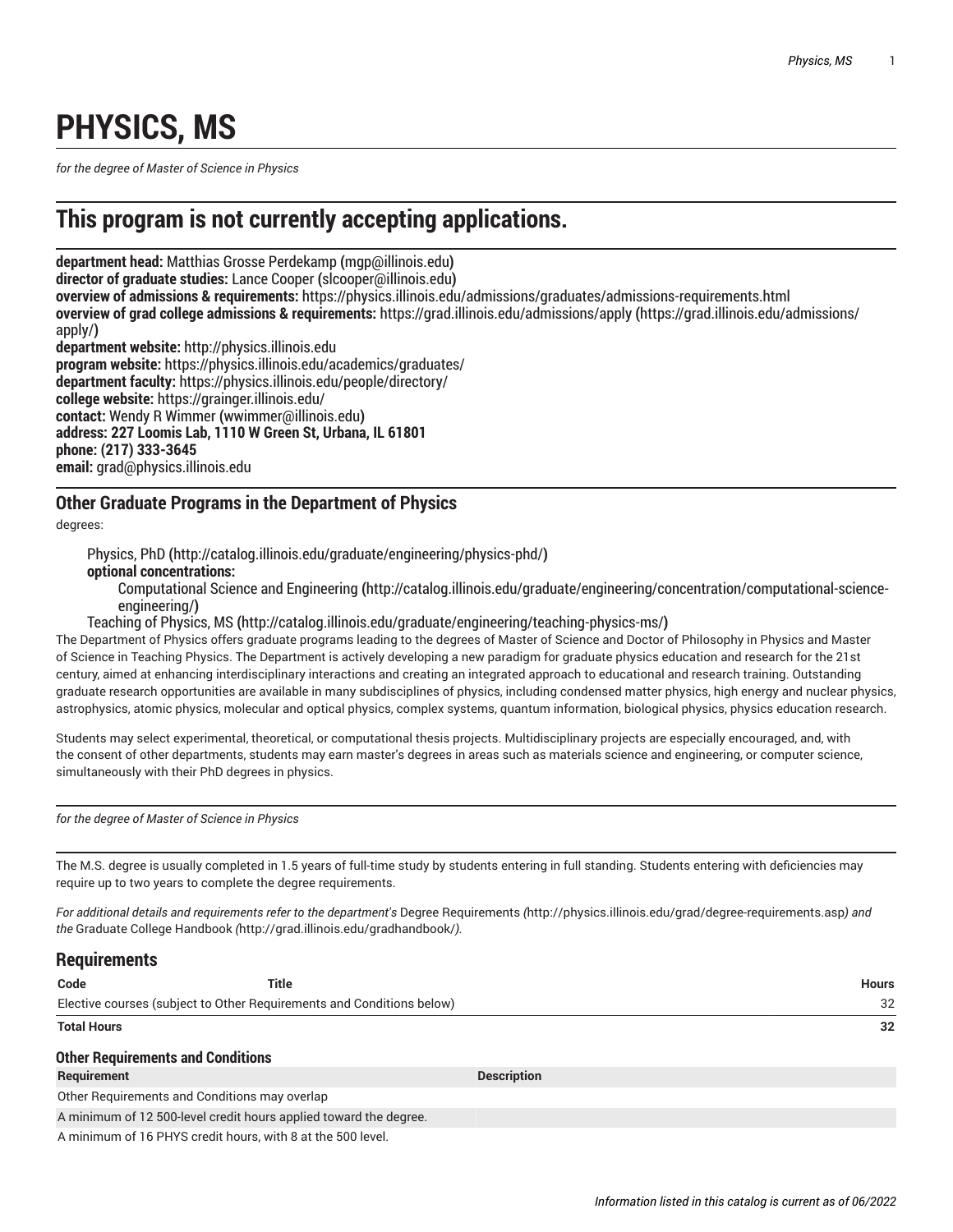# PHYSICS, MS

*for the degree of Master of Science in Physics*

## This program is not currently accepting applications.

**department head:** Matthias Grosse Perdekamp (mgp@illinois.edu)
**director of graduate studies:** Lance Cooper (slcooper@illinois.edu)
**overview of admissions & requirements:** https://physics.illinois.edu/admissions/graduates/admissions-requirements.html
**overview of grad college admissions & requirements:** https://grad.illinois.edu/admissions/apply (https://grad.illinois.edu/admissions/apply/)
**department website:** http://physics.illinois.edu
**program website:** https://physics.illinois.edu/academics/graduates/
**department faculty:** https://physics.illinois.edu/people/directory/
**college website:** https://grainger.illinois.edu/
**contact:** Wendy R Wimmer (wwimmer@illinois.edu)
**address: 227 Loomis Lab, 1110 W Green St, Urbana, IL 61801**
**phone: (217) 333-3645**
**email:** grad@physics.illinois.edu

### Other Graduate Programs in the Department of Physics

degrees:

- Physics, PhD (http://catalog.illinois.edu/graduate/engineering/physics-phd/)
  - **optional concentrations:**
    - Computational Science and Engineering (http://catalog.illinois.edu/graduate/engineering/concentration/computational-science-engineering/)
- Teaching of Physics, MS (http://catalog.illinois.edu/graduate/engineering/teaching-physics-ms/)

The Department of Physics offers graduate programs leading to the degrees of Master of Science and Doctor of Philosophy in Physics and Master of Science in Teaching Physics. The Department is actively developing a new paradigm for graduate physics education and research for the 21st century, aimed at enhancing interdisciplinary interactions and creating an integrated approach to educational and research training. Outstanding graduate research opportunities are available in many subdisciplines of physics, including condensed matter physics, high energy and nuclear physics, astrophysics, atomic physics, molecular and optical physics, complex systems, quantum information, biological physics, physics education research.

Students may select experimental, theoretical, or computational thesis projects. Multidisciplinary projects are especially encouraged, and, with the consent of other departments, students may earn master's degrees in areas such as materials science and engineering, or computer science, simultaneously with their PhD degrees in physics.

*for the degree of Master of Science in Physics*

The M.S. degree is usually completed in 1.5 years of full-time study by students entering in full standing. Students entering with deficiencies may require up to two years to complete the degree requirements.

*For additional details and requirements refer to the department's* Degree Requirements *(*http://physics.illinois.edu/grad/degree-requirements.asp*) and the* Graduate College Handbook *(*http://grad.illinois.edu/gradhandbook/*).*

### Requirements

| Code | Title | Hours |
|---|---|---|
| Elective courses (subject to Other Requirements and Conditions below) | | 32 |
| **Total Hours** | | **32** |

#### Other Requirements and Conditions

| Requirement | Description |
|---|---|
| Other Requirements and Conditions may overlap | |
| A minimum of 12 500-level credit hours applied toward the degree. | |
| A minimum of 16 PHYS credit hours, with 8 at the 500 level. | |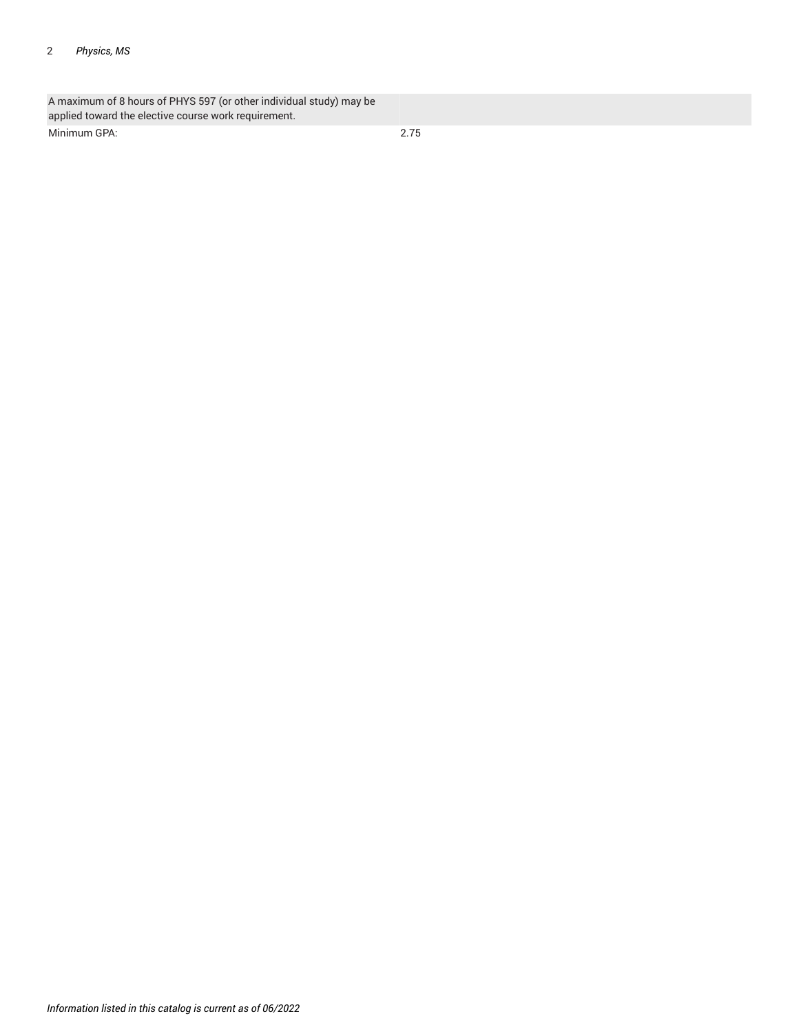| | |
|---|---|
| A maximum of 8 hours of PHYS 597 (or other individual study) may be applied toward the elective course work requirement. | |
| Minimum GPA: | 2.75 |

*Information listed in this catalog is current as of 06/2022*